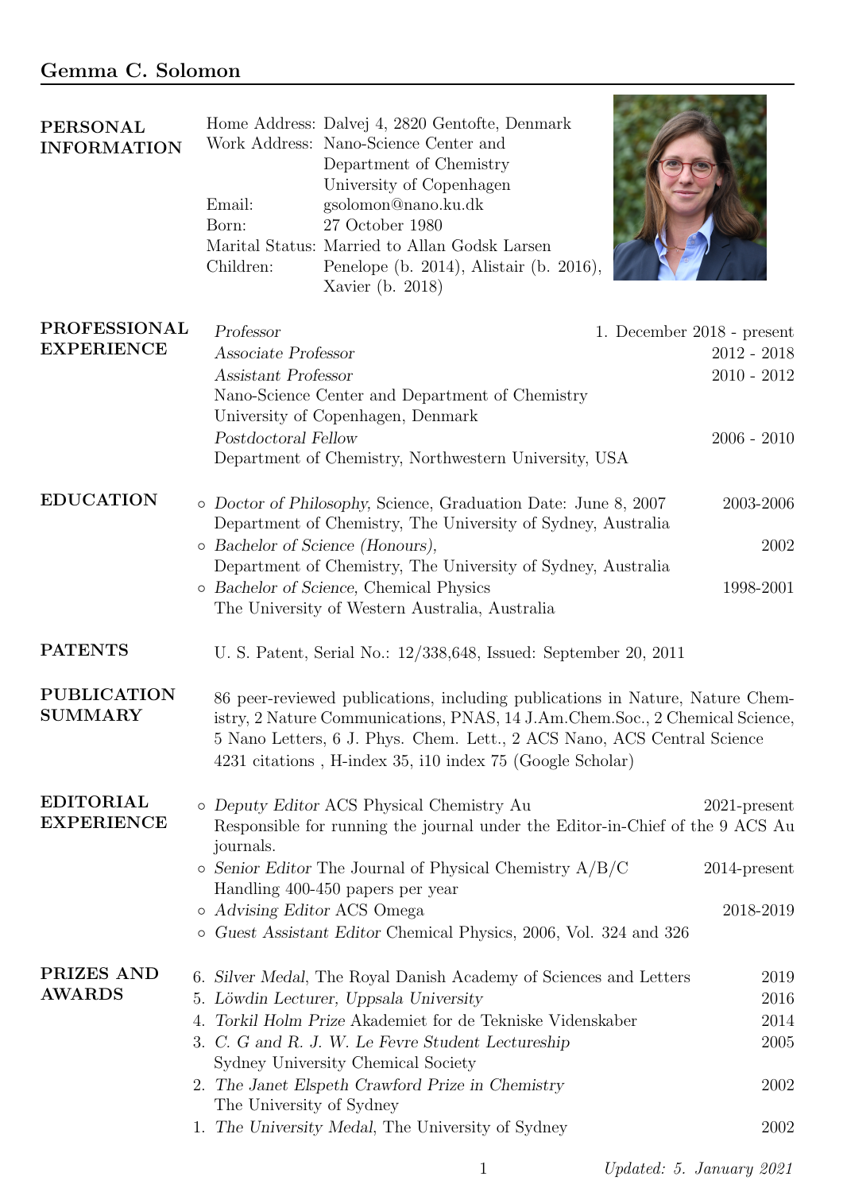# Gemma C. Solomon

## PERSONAL INFORMATION

Home Address: Dalvej 4, 2820 Gentofte, Denmark
Work Address: Nano-Science Center and Department of Chemistry University of Copenhagen
Email: gsolomon@nano.ku.dk
Born: 27 October 1980
Marital Status: Married to Allan Godsk Larsen
Children: Penelope (b. 2014), Alistair (b. 2016), Xavier (b. 2018)

## PROFESSIONAL EXPERIENCE

*Professor* — 1. December 2018 - present
*Associate Professor* — 2012 - 2018
*Assistant Professor* — 2010 - 2012
Nano-Science Center and Department of Chemistry
University of Copenhagen, Denmark

*Postdoctoral Fellow* — 2006 - 2010
Department of Chemistry, Northwestern University, USA

## EDUCATION

- *Doctor of Philosophy,* Science, Graduation Date: June 8, 2007 — 2003-2006
  Department of Chemistry, The University of Sydney, Australia
- *Bachelor of Science (Honours),* — 2002
  Department of Chemistry, The University of Sydney, Australia
- *Bachelor of Science,* Chemical Physics — 1998-2001
  The University of Western Australia, Australia

## PATENTS

U. S. Patent, Serial No.: 12/338,648, Issued: September 20, 2011

## PUBLICATION SUMMARY

86 peer-reviewed publications, including publications in Nature, Nature Chemistry, 2 Nature Communications, PNAS, 14 J.Am.Chem.Soc., 2 Chemical Science, 5 Nano Letters, 6 J. Phys. Chem. Lett., 2 ACS Nano, ACS Central Science
4231 citations , H-index 35, i10 index 75 (Google Scholar)

## EDITORIAL EXPERIENCE

- *Deputy Editor* ACS Physical Chemistry Au — 2021-present
  Responsible for running the journal under the Editor-in-Chief of the 9 ACS Au journals.
- *Senior Editor* The Journal of Physical Chemistry A/B/C — 2014-present
  Handling 400-450 papers per year
- *Advising Editor* ACS Omega — 2018-2019
- *Guest Assistant Editor* Chemical Physics, 2006, Vol. 324 and 326

## PRIZES AND AWARDS

6. *Silver Medal*, The Royal Danish Academy of Sciences and Letters — 2019
5. *Löwdin Lecturer, Uppsala University* — 2016
4. *Torkil Holm Prize* Akademiet for de Tekniske Videnskaber — 2014
3. *C. G and R. J. W. Le Fevre Student Lectureship* — 2005
   Sydney University Chemical Society
2. *The Janet Elspeth Crawford Prize in Chemistry* — 2002
   The University of Sydney
1. *The University Medal*, The University of Sydney — 2002

*Updated: 5. January 2021*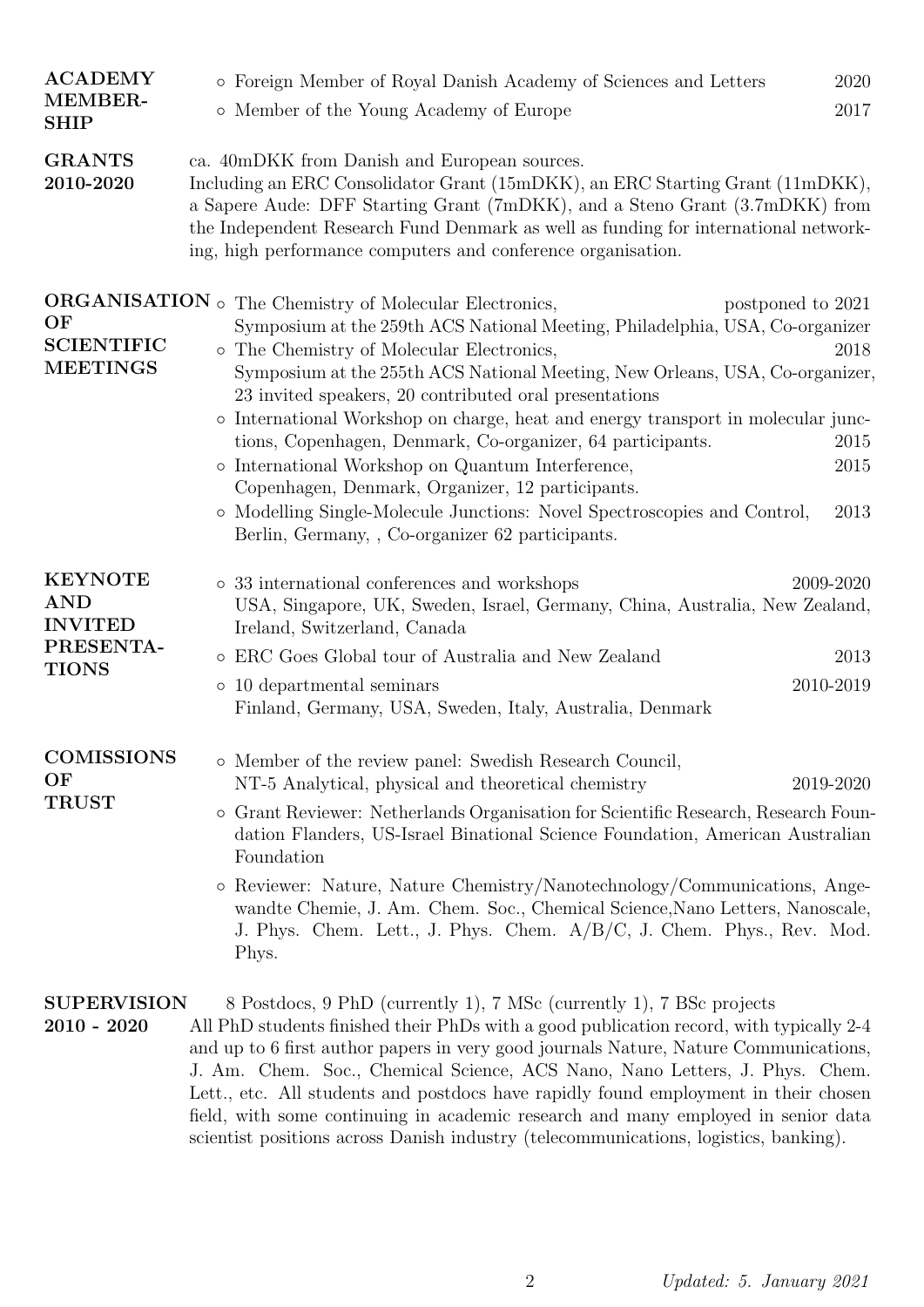## ACADEMY MEMBERSHIP

- Foreign Member of Royal Danish Academy of Sciences and Letters — 2020
- Member of the Young Academy of Europe — 2017

## GRANTS 2010-2020

ca. 40mDKK from Danish and European sources.
Including an ERC Consolidator Grant (15mDKK), an ERC Starting Grant (11mDKK), a Sapere Aude: DFF Starting Grant (7mDKK), and a Steno Grant (3.7mDKK) from the Independent Research Fund Denmark as well as funding for international networking, high performance computers and conference organisation.

## ORGANISATION OF SCIENTIFIC MEETINGS

- The Chemistry of Molecular Electronics, — postponed to 2021
  Symposium at the 259th ACS National Meeting, Philadelphia, USA, Co-organizer
- The Chemistry of Molecular Electronics, — 2018
  Symposium at the 255th ACS National Meeting, New Orleans, USA, Co-organizer, 23 invited speakers, 20 contributed oral presentations
- International Workshop on charge, heat and energy transport in molecular junctions, Copenhagen, Denmark, Co-organizer, 64 participants. — 2015
- International Workshop on Quantum Interference, — 2015
  Copenhagen, Denmark, Organizer, 12 participants.
- Modelling Single-Molecule Junctions: Novel Spectroscopies and Control, — 2013
  Berlin, Germany, , Co-organizer 62 participants.

## KEYNOTE AND INVITED PRESENTATIONS

- 33 international conferences and workshops — 2009-2020
  USA, Singapore, UK, Sweden, Israel, Germany, China, Australia, New Zealand, Ireland, Switzerland, Canada
- ERC Goes Global tour of Australia and New Zealand — 2013
- 10 departmental seminars — 2010-2019
  Finland, Germany, USA, Sweden, Italy, Australia, Denmark

## COMISSIONS OF TRUST

- Member of the review panel: Swedish Research Council,
  NT-5 Analytical, physical and theoretical chemistry — 2019-2020
- Grant Reviewer: Netherlands Organisation for Scientific Research, Research Foundation Flanders, US-Israel Binational Science Foundation, American Australian Foundation
- Reviewer: Nature, Nature Chemistry/Nanotechnology/Communications, Angewandte Chemie, J. Am. Chem. Soc., Chemical Science,Nano Letters, Nanoscale, J. Phys. Chem. Lett., J. Phys. Chem. A/B/C, J. Chem. Phys., Rev. Mod. Phys.

## SUPERVISION 2010 - 2020

8 Postdocs, 9 PhD (currently 1), 7 MSc (currently 1), 7 BSc projects
All PhD students finished their PhDs with a good publication record, with typically 2-4 and up to 6 first author papers in very good journals Nature, Nature Communications, J. Am. Chem. Soc., Chemical Science, ACS Nano, Nano Letters, J. Phys. Chem. Lett., etc. All students and postdocs have rapidly found employment in their chosen field, with some continuing in academic research and many employed in senior data scientist positions across Danish industry (telecommunications, logistics, banking).

*Updated: 5. January 2021*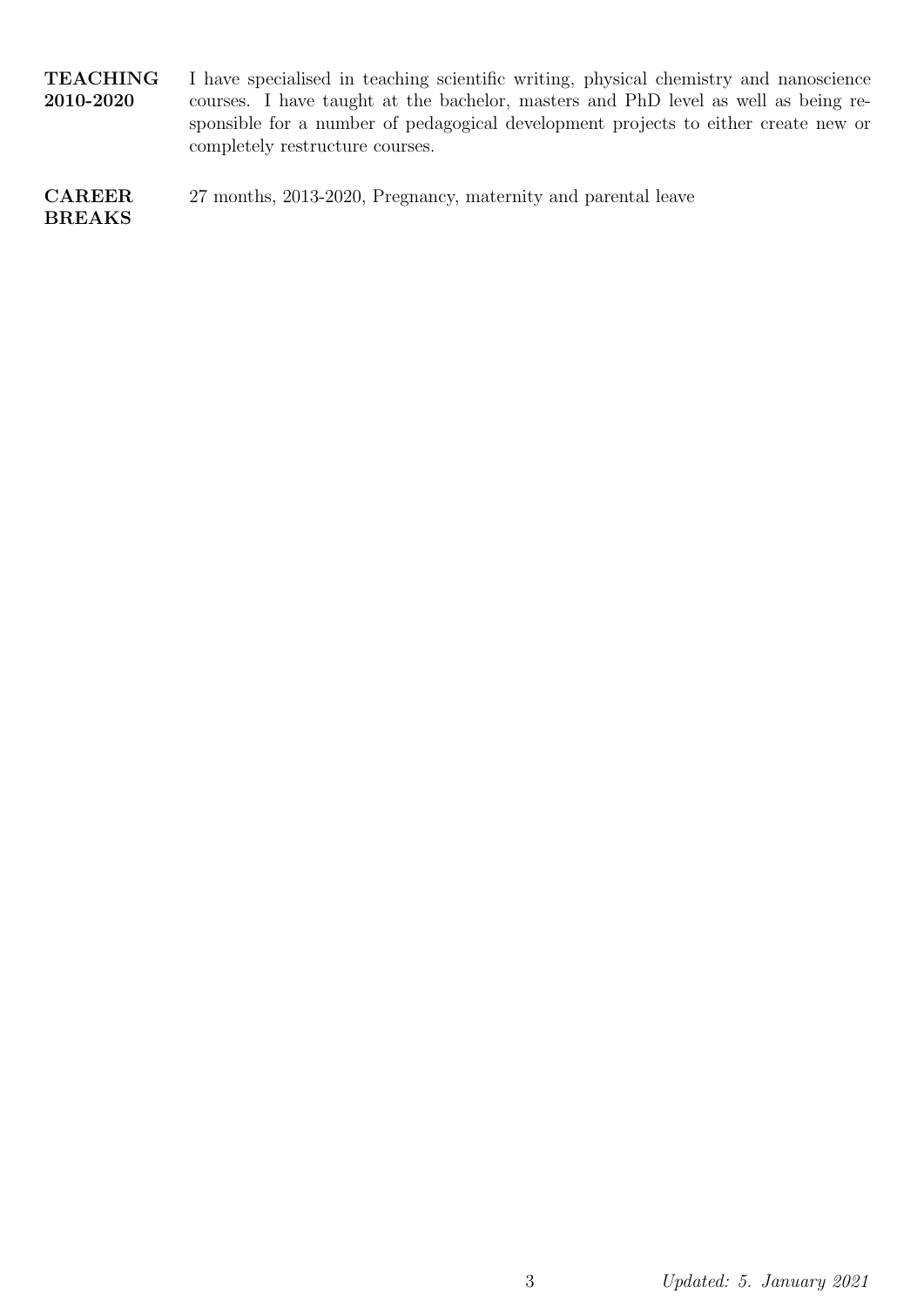**TEACHING 2010-2020** I have specialised in teaching scientific writing, physical chemistry and nanoscience courses. I have taught at the bachelor, masters and PhD level as well as being responsible for a number of pedagogical development projects to either create new or completely restructure courses.

**CAREER BREAKS** 27 months, 2013-2020, Pregnancy, maternity and parental leave

*Updated: 5. January 2021*